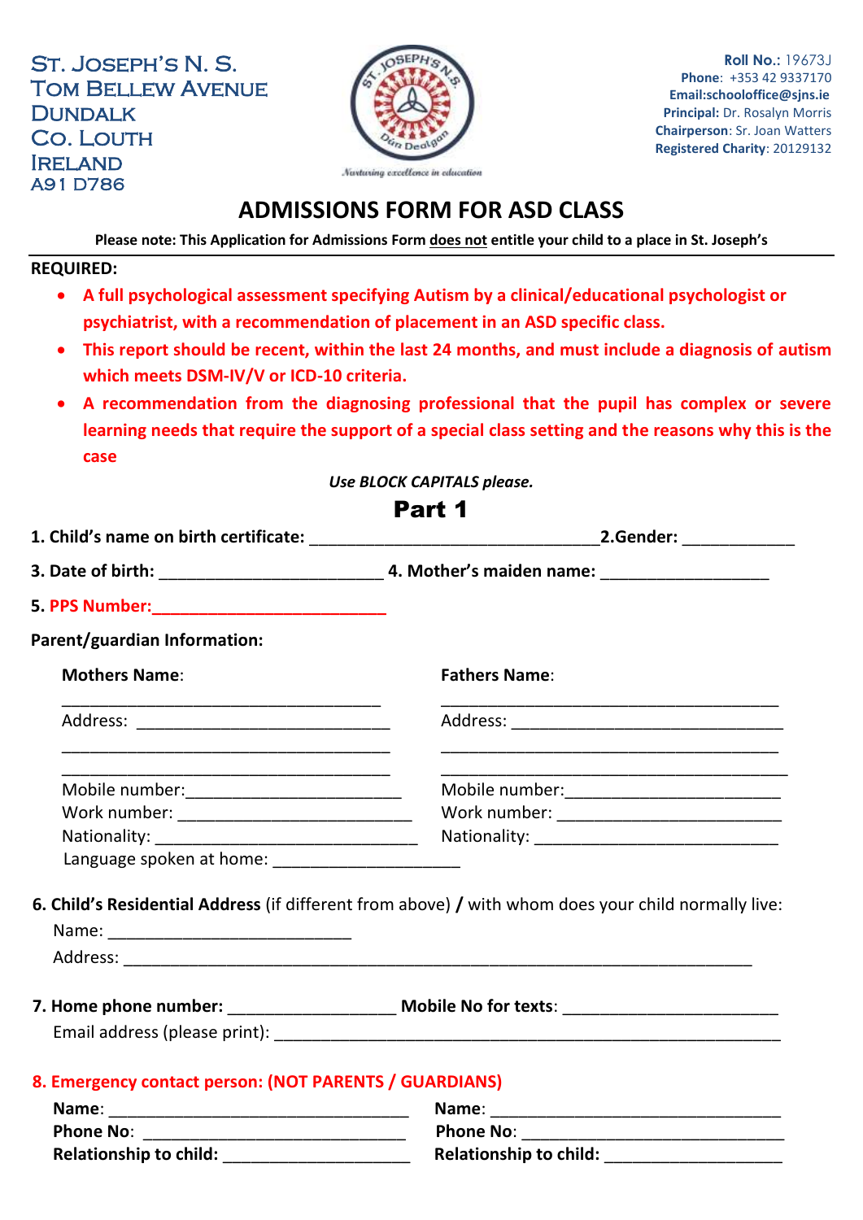ST. JOSEPH'S N. S.
TOM BELLEW AVENUE
DUNDALK
CO. LOUTH
IRELAND
A91 D786

*Nurturing excellence in education*

**Roll No.:** 19673J
**Phone**: +353 42 9337170
**Email:**schooloffice@sjns.ie
**Principal:** Dr. Rosalyn Morris
**Chairperson**: Sr. Joan Watters
**Registered Charity**: 20129132

# ADMISSIONS FORM FOR ASD CLASS

**Please note: This Application for Admissions Form does not entitle your child to a place in St. Joseph's**

**REQUIRED:**

- **A full psychological assessment specifying Autism by a clinical/educational psychologist or psychiatrist, with a recommendation of placement in an ASD specific class.**
- **This report should be recent, within the last 24 months, and must include a diagnosis of autism which meets DSM-IV/V or ICD-10 criteria.**
- **A recommendation from the diagnosing professional that the pupil has complex or severe learning needs that require the support of a special class setting and the reasons why this is the case**

***Use BLOCK CAPITALS please.***

## Part 1

**1. Child's name on birth certificate:** ________________________________ **2.Gender:** ____________

**3. Date of birth:** ________________________ **4. Mother's maiden name:** __________________

**5. PPS Number:**_________________________

**Parent/guardian Information:**

**Mothers Name**:
___________________________________
Address: ____________________________
___________________________________
___________________________________
Mobile number:________________________
Work number: __________________________
Nationality: ____________________________
Language spoken at home: ____________________

**Fathers Name**:
_____________________________________
Address: ______________________________
_____________________________________
______________________________________
Mobile number:________________________
Work number: _________________________
Nationality: ___________________________

**6. Child's Residential Address** (if different from above) **/** with whom does your child normally live:
Name: ___________________________
Address: ______________________________________________________________________

**7. Home phone number:** __________________ **Mobile No for texts**: ________________________
Email address (please print): ___________________________________________________________

**8. Emergency contact person: (NOT PARENTS / GUARDIANS)**

**Name**: _________________________________
**Phone No**: _____________________________
**Relationship to child:** _____________________

**Name**: _________________________________
**Phone No**: _____________________________
**Relationship to child:** ____________________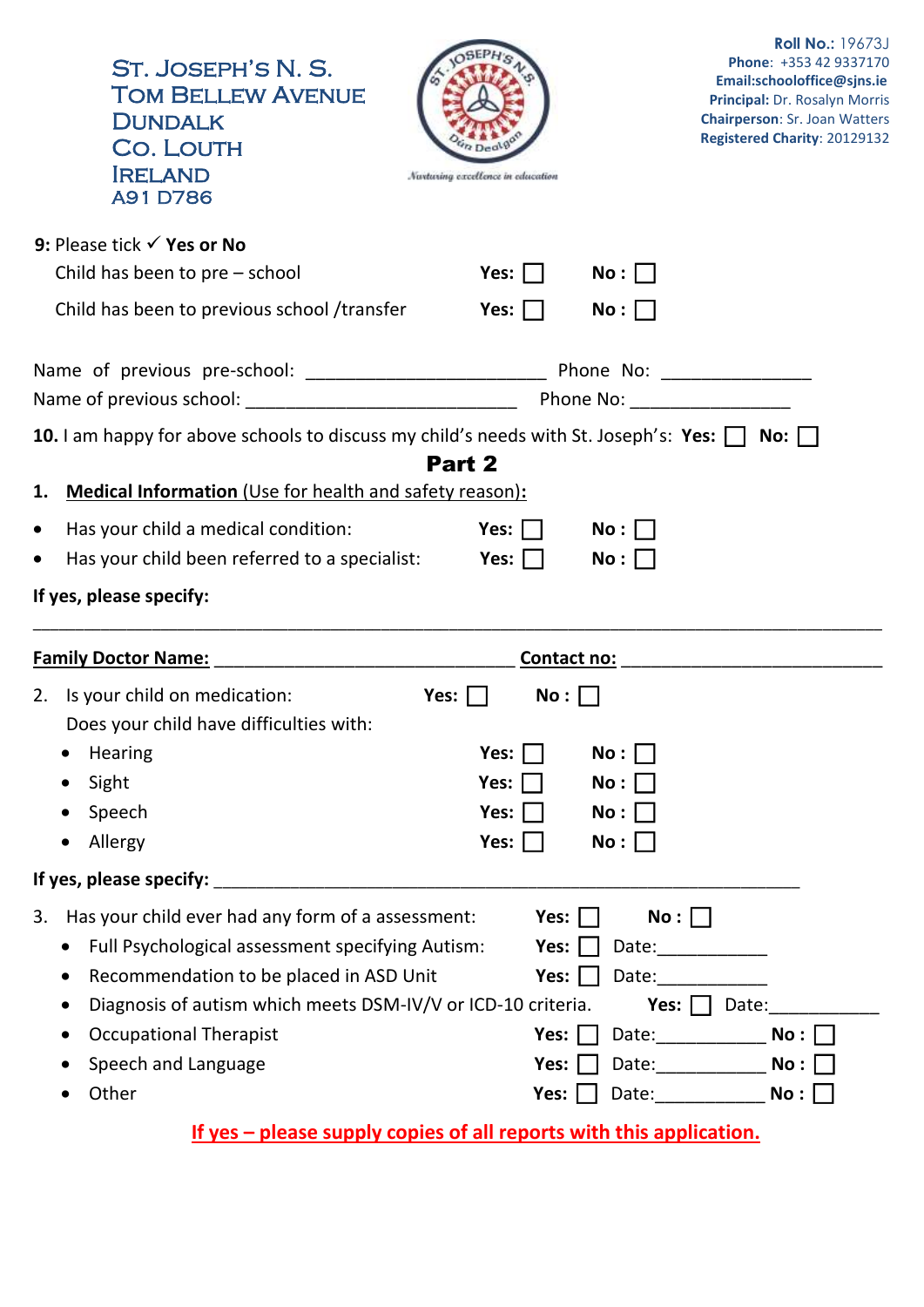# ST. JOSEPH'S N. S.
TOM BELLEW AVENUE
DUNDALK
CO. LOUTH
IRELAND
A91 D786

*Nurturing excellence in education*

**Roll No.**: 19673J
**Phone**: +353 42 9337170
**Email:schooloffice@sjns.ie**
**Principal:** Dr. Rosalyn Morris
**Chairperson**: Sr. Joan Watters
**Registered Charity**: 20129132

**9:** Please tick ✓ **Yes or No**

| | | |
|---|---|---|
| Child has been to pre – school | **Yes:** ☐ | **No :** ☐ |
| Child has been to previous school /transfer | **Yes:** ☐ | **No :** ☐ |

Name of previous pre-school: ________________________ Phone No: _______________

Name of previous school: ___________________________ Phone No: ________________

**10.** I am happy for above schools to discuss my child's needs with St. Joseph's: **Yes:** ☐ **No:** ☐

## Part 2

1. **Medical Information** (Use for health and safety reason)**:**

| | | |
|---|---|---|
| • Has your child a medical condition: | **Yes:** ☐ | **No :** ☐ |
| • Has your child been referred to a specialist: | **Yes:** ☐ | **No :** ☐ |

**If yes, please specify:**

______________________________________________________________________________

**Family Doctor Name:** ______________________________ **Contact no:** __________________________

2. Is your child on medication: **Yes:** ☐ **No :** ☐

Does your child have difficulties with:

| | | |
|---|---|---|
| • Hearing | **Yes:** ☐ | **No :** ☐ |
| • Sight | **Yes:** ☐ | **No :** ☐ |
| • Speech | **Yes:** ☐ | **No :** ☐ |
| • Allergy | **Yes:** ☐ | **No :** ☐ |

**If yes, please specify:** __________________________________________________________

3. Has your child ever had any form of a assessment: **Yes:** ☐ **No :** ☐

| | | | |
|---|---|---|---|
| • Full Psychological assessment specifying Autism: | **Yes:** ☐ | Date:___________ | |
| • Recommendation to be placed in ASD Unit | **Yes:** ☐ | Date:___________ | |
| • Diagnosis of autism which meets DSM-IV/V or ICD-10 criteria. | **Yes:** ☐ | Date:___________ | |
| • Occupational Therapist | **Yes:** ☐ | Date:___________ | **No :** ☐ |
| • Speech and Language | **Yes:** ☐ | Date:___________ | **No :** ☐ |
| • Other | **Yes:** ☐ | Date:___________ | **No :** ☐ |

**If yes – please supply copies of all reports with this application.**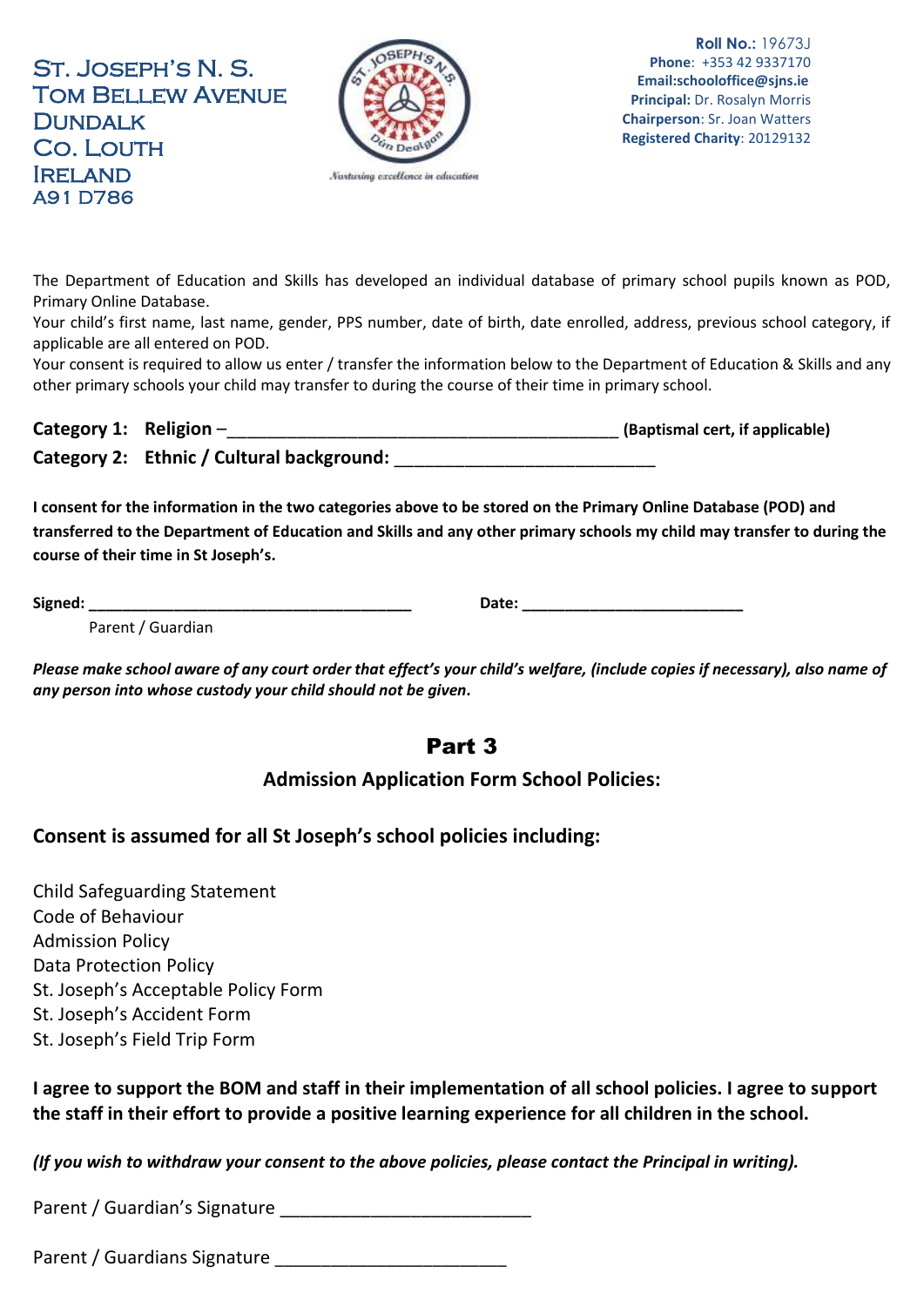ST. JOSEPH'S N. S.
TOM BELLEW AVENUE
DUNDALK
CO. LOUTH
IRELAND
A91 D786

*Nurturing excellence in education*

**Roll No.**: 19673J
**Phone**: +353 42 9337170
**Email:schooloffice@sjns.ie**
**Principal:** Dr. Rosalyn Morris
**Chairperson**: Sr. Joan Watters
**Registered Charity**: 20129132

The Department of Education and Skills has developed an individual database of primary school pupils known as POD, Primary Online Database.
Your child's first name, last name, gender, PPS number, date of birth, date enrolled, address, previous school category, if applicable are all entered on POD.
Your consent is required to allow us enter / transfer the information below to the Department of Education & Skills and any other primary schools your child may transfer to during the course of their time in primary school.

**Category 1: Religion** –\_\_\_\_\_\_\_\_\_\_\_\_\_\_\_\_\_\_\_\_\_\_\_\_\_\_\_\_\_\_\_\_\_\_\_\_\_\_\_\_\_\_ **(Baptismal cert, if applicable)**

**Category 2: Ethnic / Cultural background:** \_\_\_\_\_\_\_\_\_\_\_\_\_\_\_\_\_\_\_\_\_\_\_\_\_\_\_\_

**I consent for the information in the two categories above to be stored on the Primary Online Database (POD) and transferred to the Department of Education and Skills and any other primary schools my child may transfer to during the course of their time in St Joseph's.**

**Signed:** \_\_\_\_\_\_\_\_\_\_\_\_\_\_\_\_\_\_\_\_\_\_\_\_\_\_\_\_\_\_\_\_\_\_\_\_ **Date:** \_\_\_\_\_\_\_\_\_\_\_\_\_\_\_\_\_\_\_\_\_\_\_\_\_
Parent / Guardian

***Please make school aware of any court order that effect's your child's welfare, (include copies if necessary), also name of any person into whose custody your child should not be given.***

## Part 3

### Admission Application Form School Policies:

### Consent is assumed for all St Joseph's school policies including:

Child Safeguarding Statement
Code of Behaviour
Admission Policy
Data Protection Policy
St. Joseph's Acceptable Policy Form
St. Joseph's Accident Form
St. Joseph's Field Trip Form

**I agree to support the BOM and staff in their implementation of all school policies. I agree to support the staff in their effort to provide a positive learning experience for all children in the school.**

***(If you wish to withdraw your consent to the above policies, please contact the Principal in writing).***

Parent / Guardian's Signature \_\_\_\_\_\_\_\_\_\_\_\_\_\_\_\_\_\_\_\_\_\_\_\_\_

Parent / Guardians Signature \_\_\_\_\_\_\_\_\_\_\_\_\_\_\_\_\_\_\_\_\_\_\_\_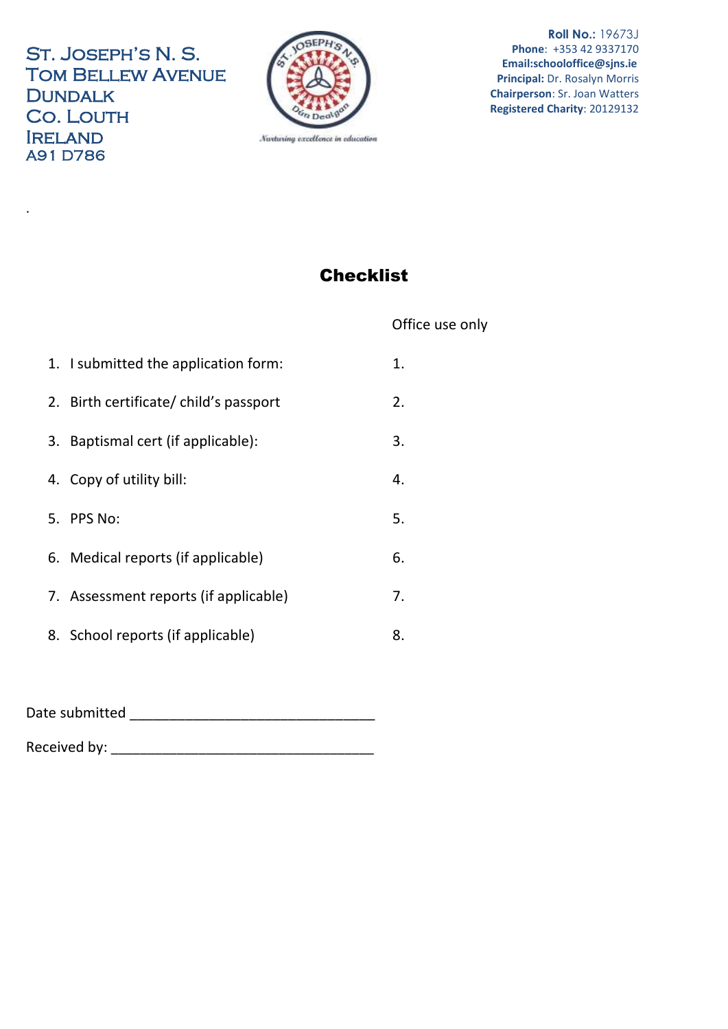ST. JOSEPH'S N. S.
TOM BELLEW AVENUE
DUNDALK
CO. LOUTH
IRELAND
A91 D786

*Nurturing excellence in education*

**Roll No.:** 19673J
**Phone**: +353 42 9337170
**Email:schooloffice@sjns.ie**
**Principal:** Dr. Rosalyn Morris
**Chairperson**: Sr. Joan Watters
**Registered Charity**: 20129132

.

# Checklist

| | Office use only |
|---|---|
| 1. I submitted the application form: | 1. |
| 2. Birth certificate/ child's passport | 2. |
| 3. Baptismal cert (if applicable): | 3. |
| 4. Copy of utility bill: | 4. |
| 5. PPS No: | 5. |
| 6. Medical reports (if applicable) | 6. |
| 7. Assessment reports (if applicable) | 7. |
| 8. School reports (if applicable) | 8. |

Date submitted ______________________________

Received by: ________________________________